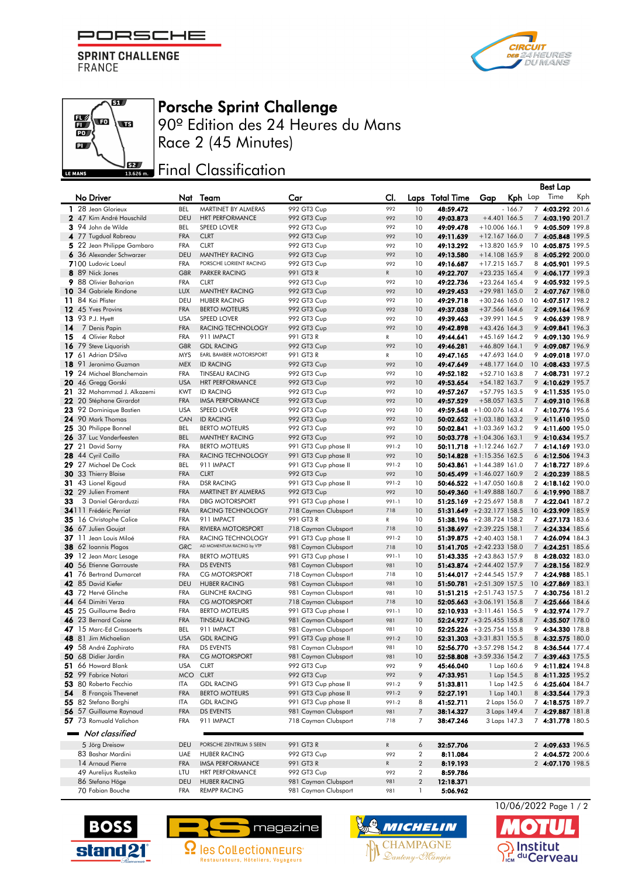PORSCHE SPRINT CHALLENGE FRANCE

# Porsche Sprint Challenge

## 90º Edition des 24 Heures du Mans

## Race 2 (45 Minutes)

## Final Classification

| | No | Driver | Nat | Team | Car | Cl. | Laps | Total Time | Gap | Kph | Best Lap Lap | Best Lap Time | Best Lap Kph |
|---|---|---|---|---|---|---|---|---|---|---|---|---|---|
| 1 | 28 | Jean Glorieux | BEL | MARTINET BY ALMERAS | 992 GT3 Cup | 992 | 10 | 48:59.472 | - | 166.7 | 7 | 4:03.292 | 201.6 |
| 2 | 47 | Kim André Hauschild | DEU | HRT PERFORMANCE | 992 GT3 Cup | 992 | 10 | 49:03.873 | +4.401 | 166.5 | 7 | 4:03.190 | 201.7 |
| 3 | 94 | John de Wilde | BEL | SPEED LOVER | 992 GT3 Cup | 992 | 10 | 49:09.478 | +10.006 | 166.1 | 9 | 4:05.509 | 199.8 |
| 4 | 77 | Tugdual Rabreau | FRA | CLRT | 992 GT3 Cup | 992 | 10 | 49:11.639 | +12.167 | 166.0 | 7 | 4:05.848 | 199.5 |
| 5 | 22 | Jean Philippe Gambaro | FRA | CLRT | 992 GT3 Cup | 992 | 10 | 49:13.292 | +13.820 | 165.9 | 10 | 4:05.875 | 199.5 |
| 6 | 36 | Alexander Schwarzer | DEU | MANTHEY RACING | 992 GT3 Cup | 992 | 10 | 49:13.580 | +14.108 | 165.9 | 8 | 4:05.292 | 200.0 |
| 7 | 100 | Ludovic Loeul | FRA | PORSCHE LORIENT RACING | 992 GT3 Cup | 992 | 10 | 49:16.687 | +17.215 | 165.7 | 8 | 4:05.901 | 199.5 |
| 8 | 89 | Nick Jones | GBR | PARKER RACING | 991 GT3 R | R | 10 | 49:22.707 | +23.235 | 165.4 | 9 | 4:06.177 | 199.3 |
| 9 | 88 | Olivier Baharian | FRA | CLRT | 992 GT3 Cup | 992 | 10 | 49:22.736 | +23.264 | 165.4 | 9 | 4:05.932 | 199.5 |
| 10 | 34 | Gabriele Rindone | LUX | MANTHEY RACING | 992 GT3 Cup | 992 | 10 | 49:29.453 | +29.981 | 165.0 | 2 | 4:07.767 | 198.0 |
| 11 | 84 | Kai Pfister | DEU | HUBER RACING | 992 GT3 Cup | 992 | 10 | 49:29.718 | +30.246 | 165.0 | 10 | 4:07.517 | 198.2 |
| 12 | 45 | Yves Provins | FRA | BERTO MOTEURS | 992 GT3 Cup | 992 | 10 | 49:37.038 | +37.566 | 164.6 | 2 | 4:09.164 | 196.9 |
| 13 | 93 | P.J. Hyett | USA | SPEED LOVER | 992 GT3 Cup | 992 | 10 | 49:39.463 | +39.991 | 164.5 | 9 | 4:06.639 | 198.9 |
| 14 | 7 | Denis Papin | FRA | RACING TECHNOLOGY | 992 GT3 Cup | 992 | 10 | 49:42.898 | +43.426 | 164.3 | 9 | 4:09.841 | 196.3 |
| 15 | 4 | Olivier Rabot | FRA | 911 IMPACT | 991 GT3 R | R | 10 | 49:44.641 | +45.169 | 164.2 | 9 | 4:09.130 | 196.9 |
| 16 | 79 | Steve Liquorish | GBR | GDL RACING | 992 GT3 Cup | 992 | 10 | 49:46.281 | +46.809 | 164.1 | 9 | 4:09.087 | 196.9 |
| 17 | 61 | Adrian D'Silva | MYS | EARL BAMBER MOTORSPORT | 991 GT3 R | R | 10 | 49:47.165 | +47.693 | 164.0 | 9 | 4:09.018 | 197.0 |
| 18 | 91 | Jeronimo Guzman | MEX | ID RACING | 992 GT3 Cup | 992 | 10 | 49:47.649 | +48.177 | 164.0 | 10 | 4:08.433 | 197.5 |
| 19 | 24 | Michael Blanchemain | FRA | TINSEAU RACING | 992 GT3 Cup | 992 | 10 | 49:52.182 | +52.710 | 163.8 | 7 | 4:08.731 | 197.2 |
| 20 | 46 | Gregg Gorski | USA | HRT PERFORMANCE | 992 GT3 Cup | 992 | 10 | 49:53.654 | +54.182 | 163.7 | 9 | 4:10.629 | 195.7 |
| 21 | 32 | Mohammad J. Alkazemi | KWT | ID RACING | 992 GT3 Cup | 992 | 10 | 49:57.267 | +57.795 | 163.5 | 9 | 4:11.535 | 195.0 |
| 22 | 20 | Stéphane Girardot | FRA | IMSA PERFORMANCE | 992 GT3 Cup | 992 | 10 | 49:57.529 | +58.057 | 163.5 | 7 | 4:09.310 | 196.8 |
| 23 | 92 | Dominique Bastien | USA | SPEED LOVER | 992 GT3 Cup | 992 | 10 | 49:59.548 | +1:00.076 | 163.4 | 7 | 4:10.776 | 195.6 |
| 24 | 90 | Mark Thomas | CAN | ID RACING | 992 GT3 Cup | 992 | 10 | 50:02.652 | +1:03.180 | 163.2 | 9 | 4:11.610 | 195.0 |
| 25 | 30 | Philippe Bonnel | BEL | BERTO MOTEURS | 992 GT3 Cup | 992 | 10 | 50:02.841 | +1:03.369 | 163.2 | 9 | 4:11.600 | 195.0 |
| 26 | 37 | Luc Vanderfeesten | BEL | MANTHEY RACING | 992 GT3 Cup | 992 | 10 | 50:03.778 | +1:04.306 | 163.1 | 9 | 4:10.634 | 195.7 |
| 27 | 21 | David Sarny | FRA | BERTO MOTEURS | 991 GT3 Cup phase II | 991-2 | 10 | 50:11.718 | +1:12.246 | 162.7 | 7 | 4:14.169 | 193.0 |
| 28 | 44 | Cyril Caillo | FRA | RACING TECHNOLOGY | 991 GT3 Cup phase II | 992 | 10 | 50:14.828 | +1:15.356 | 162.5 | 6 | 4:12.506 | 194.3 |
| 29 | 27 | Michael De Cock | BEL | 911 IMPACT | 991 GT3 Cup phase II | 991-2 | 10 | 50:43.861 | +1:44.389 | 161.0 | 7 | 4:18.727 | 189.6 |
| 30 | 33 | Thierry Blaise | FRA | CLRT | 992 GT3 Cup | 992 | 10 | 50:45.499 | +1:46.027 | 160.9 | 2 | 4:20.239 | 188.5 |
| 31 | 43 | Lionel Rigaud | FRA | DSR RACING | 991 GT3 Cup phase II | 991-2 | 10 | 50:46.522 | +1:47.050 | 160.8 | 2 | 4:18.162 | 190.0 |
| 32 | 29 | Julien Froment | FRA | MARTINET BY ALMERAS | 992 GT3 Cup | 992 | 10 | 50:49.360 | +1:49.888 | 160.7 | 6 | 4:19.990 | 188.7 |
| 33 | 3 | Daniel Gérarduzzi | FRA | DBG MOTORSPORT | 991 GT3 Cup phase I | 991-1 | 10 | 51:25.169 | +2:25.697 | 158.8 | 7 | 4:22.041 | 187.2 |
| 34 | 111 | Frédéric Perriat | FRA | RACING TECHNOLOGY | 718 Cayman Clubsport | 718 | 10 | 51:31.649 | +2:32.177 | 158.5 | 10 | 4:23.909 | 185.9 |
| 35 | 16 | Christophe Calice | FRA | 911 IMPACT | 991 GT3 R | R | 10 | 51:38.196 | +2:38.724 | 158.2 | 7 | 4:27.173 | 183.6 |
| 36 | 67 | Julien Goujat | FRA | RIVIERA MOTORSPORT | 718 Cayman Clubsport | 718 | 10 | 51:38.697 | +2:39.225 | 158.1 | 7 | 4:24.334 | 185.6 |
| 37 | 11 | Jean Louis Miloé | FRA | RACING TECHNOLOGY | 991 GT3 Cup phase II | 991-2 | 10 | 51:39.875 | +2:40.403 | 158.1 | 7 | 4:26.094 | 184.3 |
| 38 | 62 | Ioannis Plagos | GRC | AD MOMENTUM RACING by VTP | 981 Cayman Clubsport | 718 | 10 | 51:41.705 | +2:42.233 | 158.0 | 7 | 4:24.251 | 185.6 |
| 39 | 12 | Jean Marc Lesage | FRA | BERTO MOTEURS | 991 GT3 Cup phase I | 991-1 | 10 | 51:43.335 | +2:43.863 | 157.9 | 8 | 4:28.032 | 183.0 |
| 40 | 56 | Etienne Garrouste | FRA | DS EVENTS | 981 Cayman Clubsport | 981 | 10 | 51:43.874 | +2:44.402 | 157.9 | 7 | 4:28.156 | 182.9 |
| 41 | 76 | Bertrand Dumarcet | FRA | CG MOTORSPORT | 718 Cayman Clubsport | 718 | 10 | 51:44.017 | +2:44.545 | 157.9 | 7 | 4:24.988 | 185.1 |
| 42 | 85 | David Kiefer | DEU | HUBER RACING | 981 Cayman Clubsport | 981 | 10 | 51:50.781 | +2:51.309 | 157.5 | 10 | 4:27.869 | 183.1 |
| 43 | 72 | Hervé Glinche | FRA | GLINCHE RACING | 981 Cayman Clubsport | 981 | 10 | 51:51.215 | +2:51.743 | 157.5 | 7 | 4:30.756 | 181.2 |
| 44 | 64 | Dimitri Verza | FRA | CG MOTORSPORT | 718 Cayman Clubsport | 718 | 10 | 52:05.663 | +3:06.191 | 156.8 | 7 | 4:25.666 | 184.6 |
| 45 | 25 | Guillaume Bedra | FRA | BERTO MOTEURS | 991 GT3 Cup phase I | 991-1 | 10 | 52:10.933 | +3:11.461 | 156.5 | 9 | 4:32.974 | 179.7 |
| 46 | 23 | Bernard Coisne | FRA | TINSEAU RACING | 981 Cayman Clubsport | 981 | 10 | 52:24.927 | +3:25.455 | 155.8 | 7 | 4:35.507 | 178.0 |
| 47 | 15 | Marc-Ed Crassaerts | BEL | 911 IMPACT | 981 Cayman Clubsport | 981 | 10 | 52:25.226 | +3:25.754 | 155.8 | 9 | 4:34.330 | 178.8 |
| 48 | 81 | Jim Michaelian | USA | GDL RACING | 991 GT3 Cup phase II | 991-2 | 10 | 52:31.303 | +3:31.831 | 155.5 | 8 | 4:32.575 | 180.0 |
| 49 | 58 | André Zaphirato | FRA | DS EVENTS | 981 Cayman Clubsport | 981 | 10 | 52:56.770 | +3:57.298 | 154.2 | 8 | 4:36.544 | 177.4 |
| 50 | 68 | Didier Jardin | FRA | CG MOTORSPORT | 981 Cayman Clubsport | 981 | 10 | 52:58.808 | +3:59.336 | 154.2 | 7 | 4:39.463 | 175.5 |
| 51 | 66 | Howard Blank | USA | CLRT | 992 GT3 Cup | 992 | 9 | 45:46.040 | 1 Lap | 160.6 | 9 | 4:11.824 | 194.8 |
| 52 | 99 | Fabrice Notari | MCO | CLRT | 992 GT3 Cup | 992 | 9 | 47:33.951 | 1 Lap | 154.5 | 8 | 4:11.325 | 195.2 |
| 53 | 80 | Roberto Fecchio | ITA | GDL RACING | 991 GT3 Cup phase II | 991-2 | 9 | 51:33.811 | 1 Lap | 142.5 | 6 | 4:25.604 | 184.7 |
| 54 | 8 | François Thevenet | FRA | BERTO MOTEURS | 991 GT3 Cup phase II | 991-2 | 9 | 52:27.191 | 1 Lap | 140.1 | 8 | 4:33.544 | 179.3 |
| 55 | 82 | Stefano Borghi | ITA | GDL RACING | 991 GT3 Cup phase II | 991-2 | 8 | 41:52.711 | 2 Laps | 156.0 | 7 | 4:18.575 | 189.7 |
| 56 | 57 | Guillaume Raynaud | FRA | DS EVENTS | 981 Cayman Clubsport | 981 | 7 | 38:14.327 | 3 Laps | 149.4 | 7 | 4:29.887 | 181.8 |
| 57 | 73 | Romuald Valichon | FRA | 911 IMPACT | 718 Cayman Clubsport | 718 | 7 | 38:47.246 | 3 Laps | 147.3 | 7 | 4:31.778 | 180.5 |

*Not classified*

| | No | Driver | Nat | Team | Car | Cl. | Laps | Total Time | Gap | Kph | Best Lap Lap | Best Lap Time | Best Lap Kph |
|---|---|---|---|---|---|---|---|---|---|---|---|---|---|
| | 5 | Jörg Dreisow | DEU | PORSCHE ZENTRUM 5 SEEN | 991 GT3 R | R | 6 | 32:57.706 | | | 2 | 4:09.633 | 196.5 |
| | 83 | Bashar Mardini | UAE | HUBER RACING | 992 GT3 Cup | 992 | 2 | 8:11.084 | | | 2 | 4:04.572 | 200.6 |
| | 14 | Arnaud Pierre | FRA | IMSA PERFORMANCE | 991 GT3 R | R | 2 | 8:19.193 | | | 2 | 4:07.170 | 198.5 |
| | 49 | Aurelijus Rusteika | LTU | HRT PERFORMANCE | 992 GT3 Cup | 992 | 2 | 8:59.786 | | | | | |
| | 86 | Stefano Höge | DEU | HUBER RACING | 981 Cayman Clubsport | 981 | 2 | 12:18.371 | | | | | |
| | 70 | Fabian Bouche | FRA | REMPP RACING | 981 Cayman Clubsport | 981 | 1 | 5:06.962 | | | | | |

10/06/2022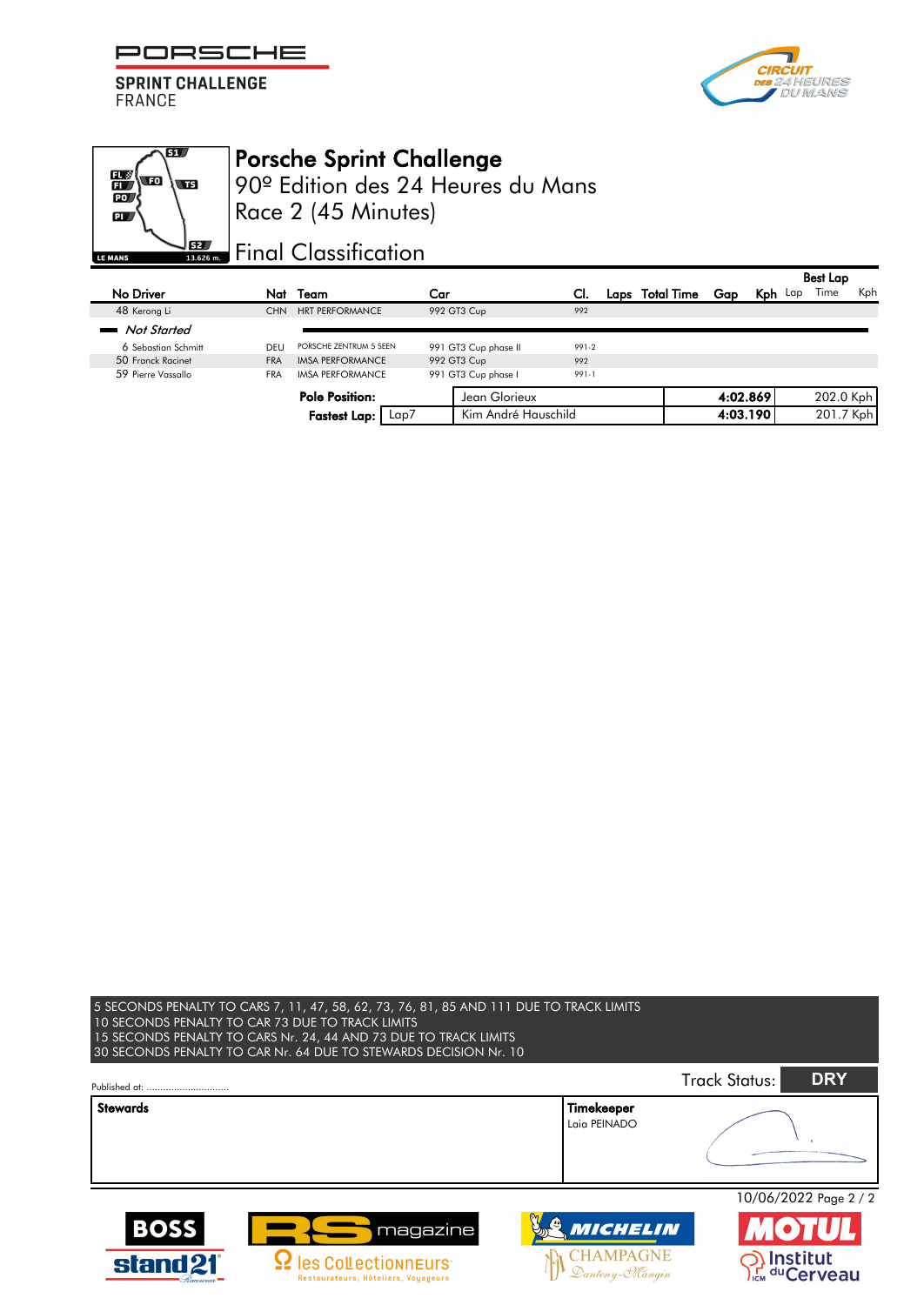PORSCHE
SPRINT CHALLENGE
FRANCE

# Porsche Sprint Challenge

90º Edition des 24 Heures du Mans

Race 2 (45 Minutes)

## Final Classification

LE MANS 13.626 m.

| No | Driver | Nat | Team | Car | Cl. | Laps | Total Time | Gap | Kph | Best Lap Lap | Best Lap Time | Best Lap Kph |
|---|---|---|---|---|---|---|---|---|---|---|---|---|
| 48 | Kerong Li | CHN | HRT PERFORMANCE | 992 GT3 Cup | 992 | | | | | | | |
| | *Not Started* | | | | | | | | | | | |
| 6 | Sebastian Schmitt | DEU | PORSCHE ZENTRUM 5 SEEN | 991 GT3 Cup phase II | 991-2 | | | | | | | |
| 50 | Franck Racinet | FRA | IMSA PERFORMANCE | 992 GT3 Cup | 992 | | | | | | | |
| 59 | Pierre Vassallo | FRA | IMSA PERFORMANCE | 991 GT3 Cup phase I | 991-1 | | | | | | | |

| | | | | |
|---|---|---|---|---|
| **Pole Position:** | | Jean Glorieux | **4:02.869** | 202.0 Kph |
| **Fastest Lap:** | Lap7 | Kim André Hauschild | **4:03.190** | 201.7 Kph |

5 SECONDS PENALTY TO CARS 7, 11, 47, 58, 62, 73, 76, 81, 85 AND 111 DUE TO TRACK LIMITS
10 SECONDS PENALTY TO CAR 73 DUE TO TRACK LIMITS
15 SECONDS PENALTY TO CARS Nr. 24, 44 AND 73 DUE TO TRACK LIMITS
30 SECONDS PENALTY TO CAR Nr. 64 DUE TO STEWARDS DECISION Nr. 10

Published at: ..............................

Track Status: **DRY**

**Stewards**

**Timekeeper**
Laia PEINADO

10/06/2022